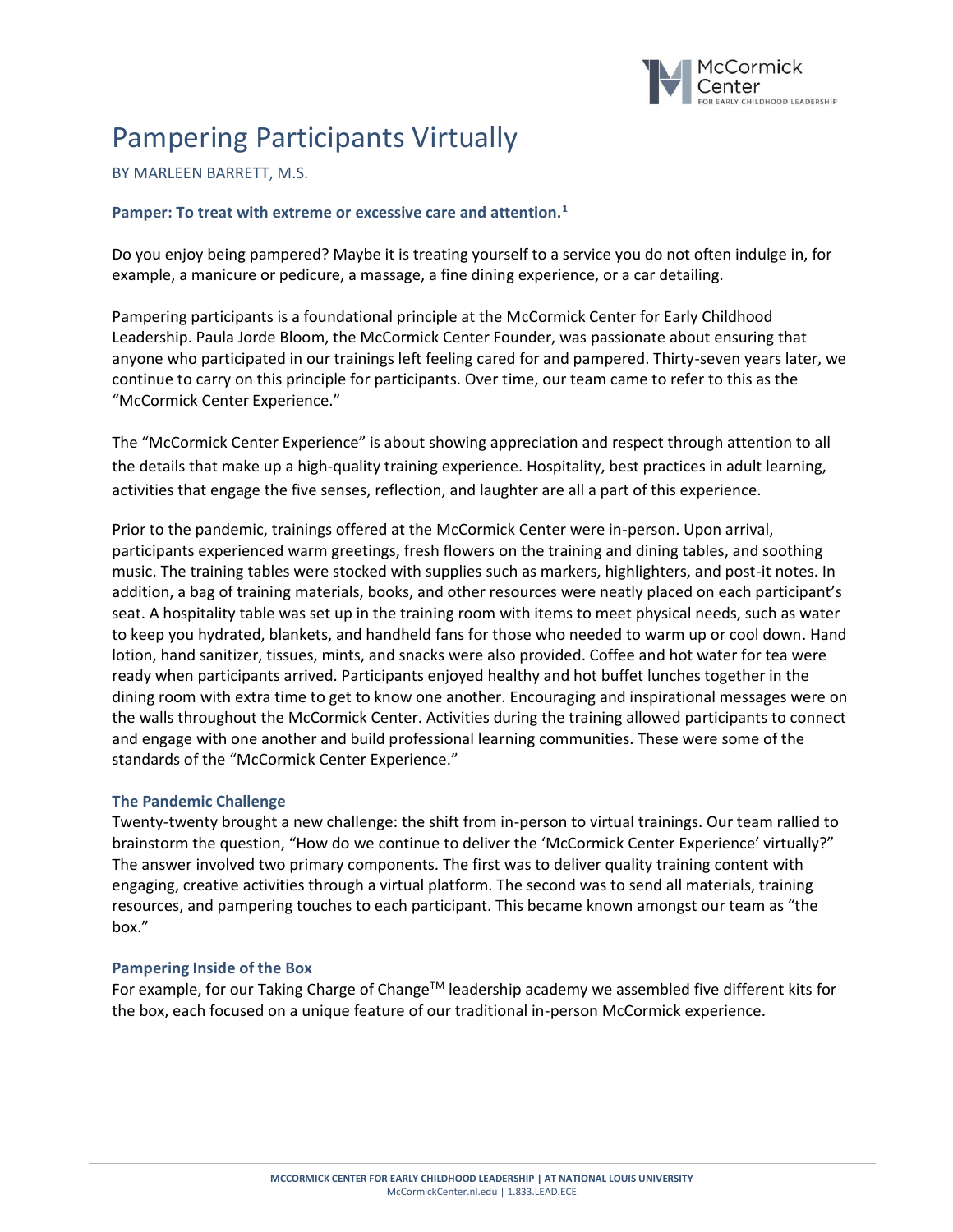# Pampering Participants Virtually

BY MARLEEN BARRETT, M.S.

**Pamper: To treat with extreme or excessive care and attention.[1]**

Do you enjoy being pampered? Maybe it is treating yourself to a service you do not often indulge in, for example, a manicure or pedicure, a massage, a fine dining experience, or a car detailing.

Pampering participants is a foundational principle at the McCormick Center for Early Childhood Leadership. Paula Jorde Bloom, the McCormick Center Founder, was passionate about ensuring that anyone who participated in our trainings left feeling cared for and pampered. Thirty-seven years later, we continue to carry on this principle for participants. Over time, our team came to refer to this as the "McCormick Center Experience."

The "McCormick Center Experience" is about showing appreciation and respect through attention to all the details that make up a high-quality training experience. Hospitality, best practices in adult learning, activities that engage the five senses, reflection, and laughter are all a part of this experience.

Prior to the pandemic, trainings offered at the McCormick Center were in-person. Upon arrival, participants experienced warm greetings, fresh flowers on the training and dining tables, and soothing music. The training tables were stocked with supplies such as markers, highlighters, and post-it notes. In addition, a bag of training materials, books, and other resources were neatly placed on each participant's seat. A hospitality table was set up in the training room with items to meet physical needs, such as water to keep you hydrated, blankets, and handheld fans for those who needed to warm up or cool down. Hand lotion, hand sanitizer, tissues, mints, and snacks were also provided. Coffee and hot water for tea were ready when participants arrived. Participants enjoyed healthy and hot buffet lunches together in the dining room with extra time to get to know one another. Encouraging and inspirational messages were on the walls throughout the McCormick Center. Activities during the training allowed participants to connect and engage with one another and build professional learning communities. These were some of the standards of the "McCormick Center Experience."

### The Pandemic Challenge

Twenty-twenty brought a new challenge: the shift from in-person to virtual trainings. Our team rallied to brainstorm the question, "How do we continue to deliver the 'McCormick Center Experience' virtually?" The answer involved two primary components. The first was to deliver quality training content with engaging, creative activities through a virtual platform. The second was to send all materials, training resources, and pampering touches to each participant. This became known amongst our team as "the box."

### Pampering Inside of the Box

For example, for our Taking Charge of Change™ leadership academy we assembled five different kits for the box, each focused on a unique feature of our traditional in-person McCormick experience.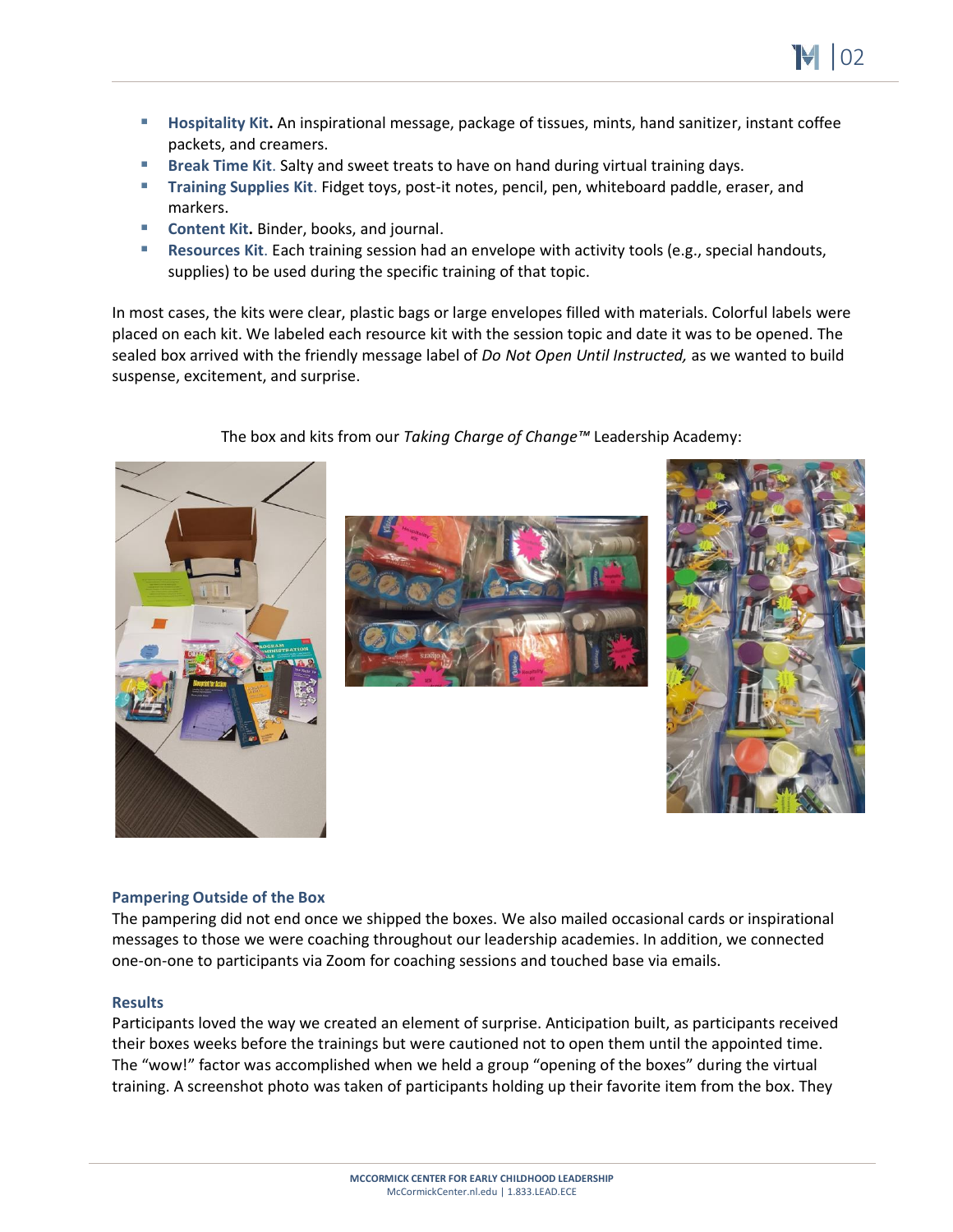- **Hospitality Kit.** An inspirational message, package of tissues, mints, hand sanitizer, instant coffee packets, and creamers.
- **Break Time Kit**. Salty and sweet treats to have on hand during virtual training days.
- **Training Supplies Kit**. Fidget toys, post-it notes, pencil, pen, whiteboard paddle, eraser, and markers.
- **Content Kit.** Binder, books, and journal.
- **Resources Kit**. Each training session had an envelope with activity tools (e.g., special handouts, supplies) to be used during the specific training of that topic.

In most cases, the kits were clear, plastic bags or large envelopes filled with materials. Colorful labels were placed on each kit. We labeled each resource kit with the session topic and date it was to be opened. The sealed box arrived with the friendly message label of *Do Not Open Until Instructed,* as we wanted to build suspense, excitement, and surprise.

The box and kits from our *Taking Charge of Change™* Leadership Academy:

### Pampering Outside of the Box

The pampering did not end once we shipped the boxes. We also mailed occasional cards or inspirational messages to those we were coaching throughout our leadership academies. In addition, we connected one-on-one to participants via Zoom for coaching sessions and touched base via emails.

### Results

Participants loved the way we created an element of surprise. Anticipation built, as participants received their boxes weeks before the trainings but were cautioned not to open them until the appointed time. The "wow!" factor was accomplished when we held a group "opening of the boxes" during the virtual training. A screenshot photo was taken of participants holding up their favorite item from the box. They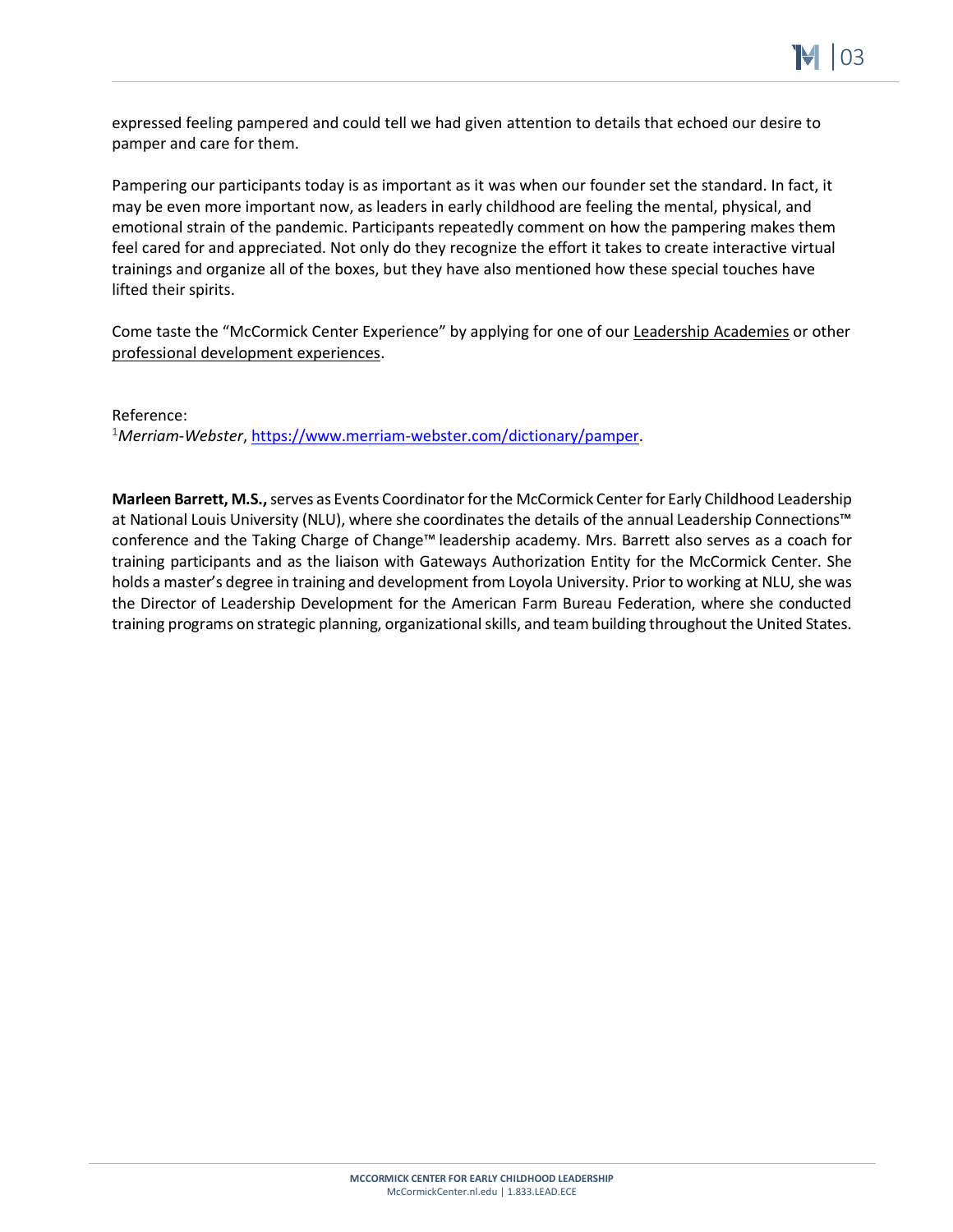expressed feeling pampered and could tell we had given attention to details that echoed our desire to pamper and care for them.

Pampering our participants today is as important as it was when our founder set the standard. In fact, it may be even more important now, as leaders in early childhood are feeling the mental, physical, and emotional strain of the pandemic. Participants repeatedly comment on how the pampering makes them feel cared for and appreciated. Not only do they recognize the effort it takes to create interactive virtual trainings and organize all of the boxes, but they have also mentioned how these special touches have lifted their spirits.

Come taste the "McCormick Center Experience" by applying for one of our Leadership Academies or other professional development experiences.

Reference:
[1]*Merriam-Webster*, https://www.merriam-webster.com/dictionary/pamper.

**Marleen Barrett, M.S.,** serves as Events Coordinator for the McCormick Center for Early Childhood Leadership at National Louis University (NLU), where she coordinates the details of the annual Leadership Connections™ conference and the Taking Charge of Change™ leadership academy. Mrs. Barrett also serves as a coach for training participants and as the liaison with Gateways Authorization Entity for the McCormick Center. She holds a master's degree in training and development from Loyola University. Prior to working at NLU, she was the Director of Leadership Development for the American Farm Bureau Federation, where she conducted training programs on strategic planning, organizational skills, and team building throughout the United States.